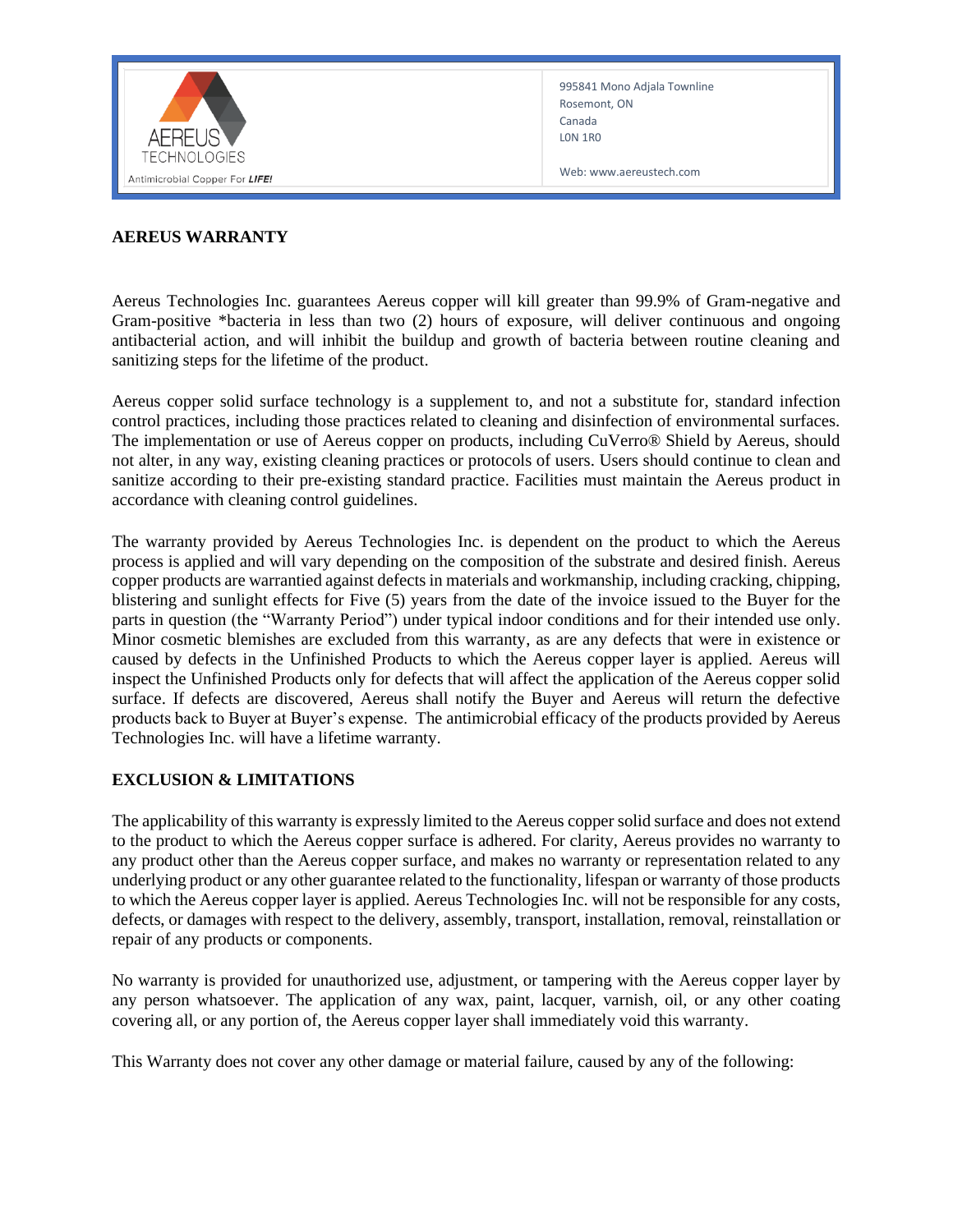AEREUS TECHNOLOGIES
Antimicrobial Copper For *LIFE!*

995841 Mono Adjala Townline
Rosemont, ON
Canada
L0N 1R0

Web: www.aereustech.com

## AEREUS WARRANTY

Aereus Technologies Inc. guarantees Aereus copper will kill greater than 99.9% of Gram-negative and Gram-positive *bacteria in less than two (2) hours of exposure, will deliver continuous and ongoing antibacterial action, and will inhibit the buildup and growth of bacteria between routine cleaning and sanitizing steps for the lifetime of the product.

Aereus copper solid surface technology is a supplement to, and not a substitute for, standard infection control practices, including those practices related to cleaning and disinfection of environmental surfaces. The implementation or use of Aereus copper on products, including CuVerro® Shield by Aereus, should not alter, in any way, existing cleaning practices or protocols of users. Users should continue to clean and sanitize according to their pre-existing standard practice. Facilities must maintain the Aereus product in accordance with cleaning control guidelines.

The warranty provided by Aereus Technologies Inc. is dependent on the product to which the Aereus process is applied and will vary depending on the composition of the substrate and desired finish. Aereus copper products are warrantied against defects in materials and workmanship, including cracking, chipping, blistering and sunlight effects for Five (5) years from the date of the invoice issued to the Buyer for the parts in question (the "Warranty Period") under typical indoor conditions and for their intended use only. Minor cosmetic blemishes are excluded from this warranty, as are any defects that were in existence or caused by defects in the Unfinished Products to which the Aereus copper layer is applied. Aereus will inspect the Unfinished Products only for defects that will affect the application of the Aereus copper solid surface. If defects are discovered, Aereus shall notify the Buyer and Aereus will return the defective products back to Buyer at Buyer's expense. The antimicrobial efficacy of the products provided by Aereus Technologies Inc. will have a lifetime warranty.

## EXCLUSION & LIMITATIONS

The applicability of this warranty is expressly limited to the Aereus copper solid surface and does not extend to the product to which the Aereus copper surface is adhered. For clarity, Aereus provides no warranty to any product other than the Aereus copper surface, and makes no warranty or representation related to any underlying product or any other guarantee related to the functionality, lifespan or warranty of those products to which the Aereus copper layer is applied. Aereus Technologies Inc. will not be responsible for any costs, defects, or damages with respect to the delivery, assembly, transport, installation, removal, reinstallation or repair of any products or components.

No warranty is provided for unauthorized use, adjustment, or tampering with the Aereus copper layer by any person whatsoever. The application of any wax, paint, lacquer, varnish, oil, or any other coating covering all, or any portion of, the Aereus copper layer shall immediately void this warranty.

This Warranty does not cover any other damage or material failure, caused by any of the following: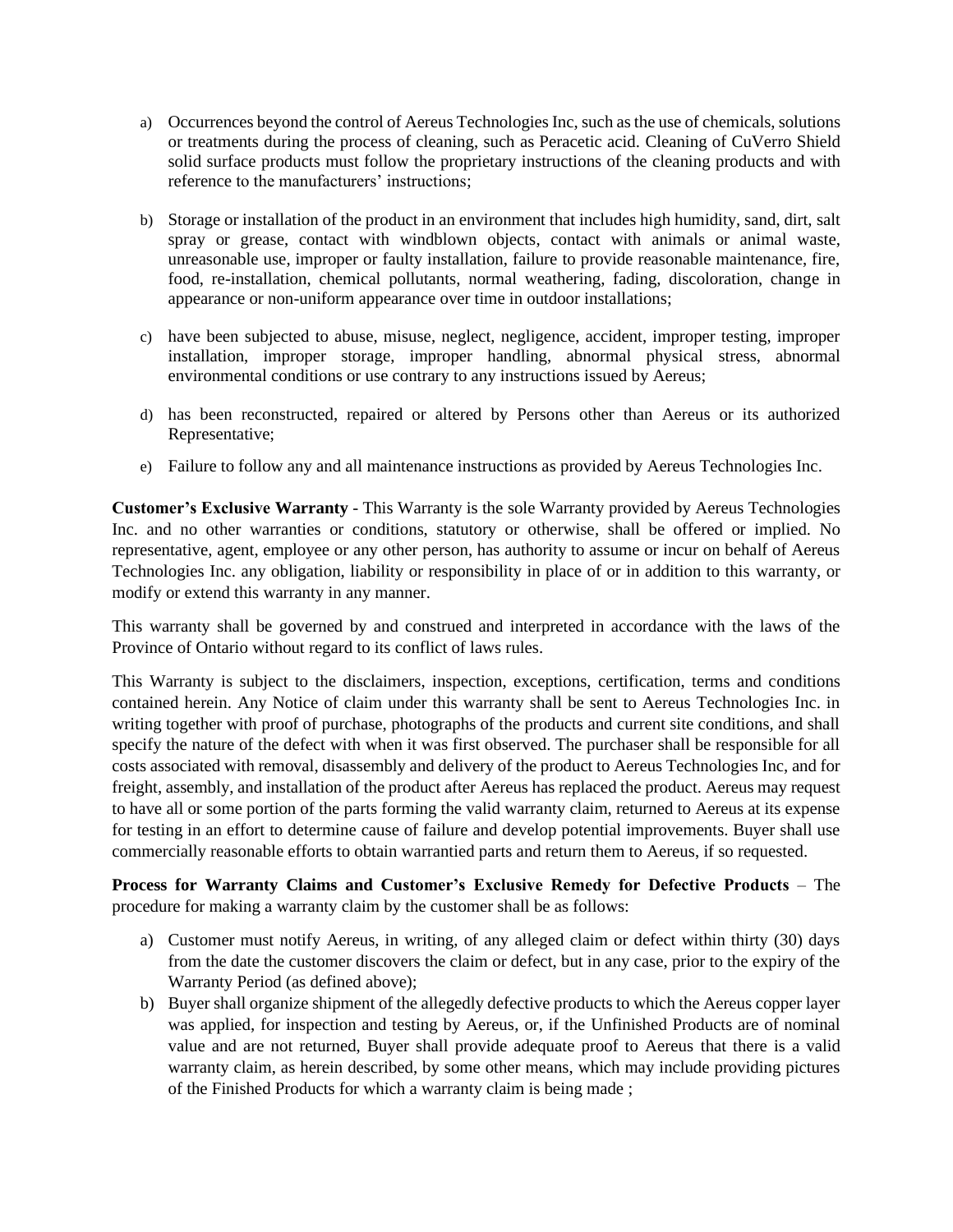a) Occurrences beyond the control of Aereus Technologies Inc, such as the use of chemicals, solutions or treatments during the process of cleaning, such as Peracetic acid. Cleaning of CuVerro Shield solid surface products must follow the proprietary instructions of the cleaning products and with reference to the manufacturers' instructions;

b) Storage or installation of the product in an environment that includes high humidity, sand, dirt, salt spray or grease, contact with windblown objects, contact with animals or animal waste, unreasonable use, improper or faulty installation, failure to provide reasonable maintenance, fire, food, re-installation, chemical pollutants, normal weathering, fading, discoloration, change in appearance or non-uniform appearance over time in outdoor installations;

c) have been subjected to abuse, misuse, neglect, negligence, accident, improper testing, improper installation, improper storage, improper handling, abnormal physical stress, abnormal environmental conditions or use contrary to any instructions issued by Aereus;

d) has been reconstructed, repaired or altered by Persons other than Aereus or its authorized Representative;

e) Failure to follow any and all maintenance instructions as provided by Aereus Technologies Inc.

**Customer's Exclusive Warranty** - This Warranty is the sole Warranty provided by Aereus Technologies Inc. and no other warranties or conditions, statutory or otherwise, shall be offered or implied. No representative, agent, employee or any other person, has authority to assume or incur on behalf of Aereus Technologies Inc. any obligation, liability or responsibility in place of or in addition to this warranty, or modify or extend this warranty in any manner.

This warranty shall be governed by and construed and interpreted in accordance with the laws of the Province of Ontario without regard to its conflict of laws rules.

This Warranty is subject to the disclaimers, inspection, exceptions, certification, terms and conditions contained herein. Any Notice of claim under this warranty shall be sent to Aereus Technologies Inc. in writing together with proof of purchase, photographs of the products and current site conditions, and shall specify the nature of the defect with when it was first observed. The purchaser shall be responsible for all costs associated with removal, disassembly and delivery of the product to Aereus Technologies Inc, and for freight, assembly, and installation of the product after Aereus has replaced the product. Aereus may request to have all or some portion of the parts forming the valid warranty claim, returned to Aereus at its expense for testing in an effort to determine cause of failure and develop potential improvements. Buyer shall use commercially reasonable efforts to obtain warrantied parts and return them to Aereus, if so requested.

**Process for Warranty Claims and Customer's Exclusive Remedy for Defective Products** – The procedure for making a warranty claim by the customer shall be as follows:

a) Customer must notify Aereus, in writing, of any alleged claim or defect within thirty (30) days from the date the customer discovers the claim or defect, but in any case, prior to the expiry of the Warranty Period (as defined above);
b) Buyer shall organize shipment of the allegedly defective products to which the Aereus copper layer was applied, for inspection and testing by Aereus, or, if the Unfinished Products are of nominal value and are not returned, Buyer shall provide adequate proof to Aereus that there is a valid warranty claim, as herein described, by some other means, which may include providing pictures of the Finished Products for which a warranty claim is being made ;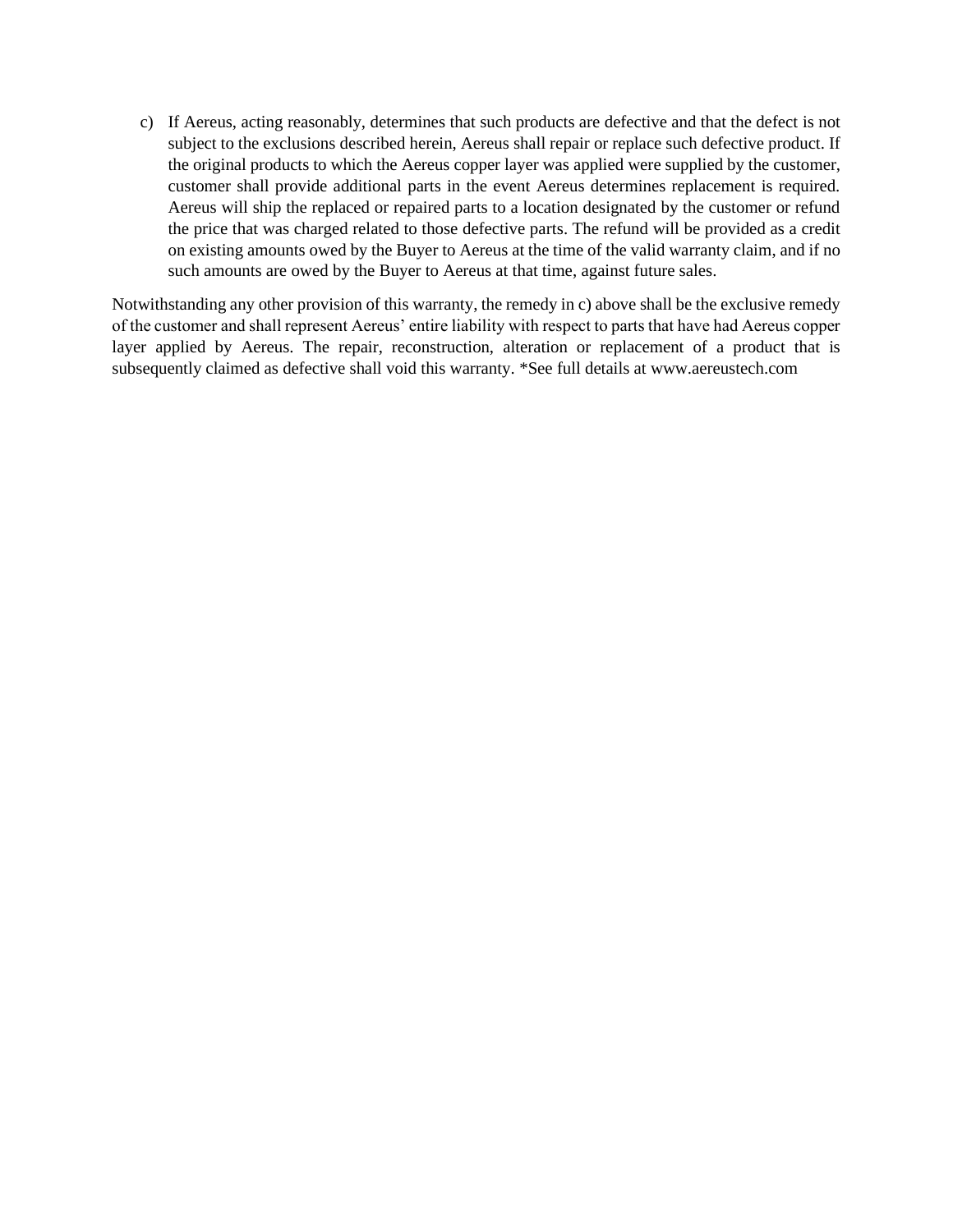c) If Aereus, acting reasonably, determines that such products are defective and that the defect is not subject to the exclusions described herein, Aereus shall repair or replace such defective product. If the original products to which the Aereus copper layer was applied were supplied by the customer, customer shall provide additional parts in the event Aereus determines replacement is required. Aereus will ship the replaced or repaired parts to a location designated by the customer or refund the price that was charged related to those defective parts. The refund will be provided as a credit on existing amounts owed by the Buyer to Aereus at the time of the valid warranty claim, and if no such amounts are owed by the Buyer to Aereus at that time, against future sales.

Notwithstanding any other provision of this warranty, the remedy in c) above shall be the exclusive remedy of the customer and shall represent Aereus' entire liability with respect to parts that have had Aereus copper layer applied by Aereus. The repair, reconstruction, alteration or replacement of a product that is subsequently claimed as defective shall void this warranty. *See full details at www.aereustech.com